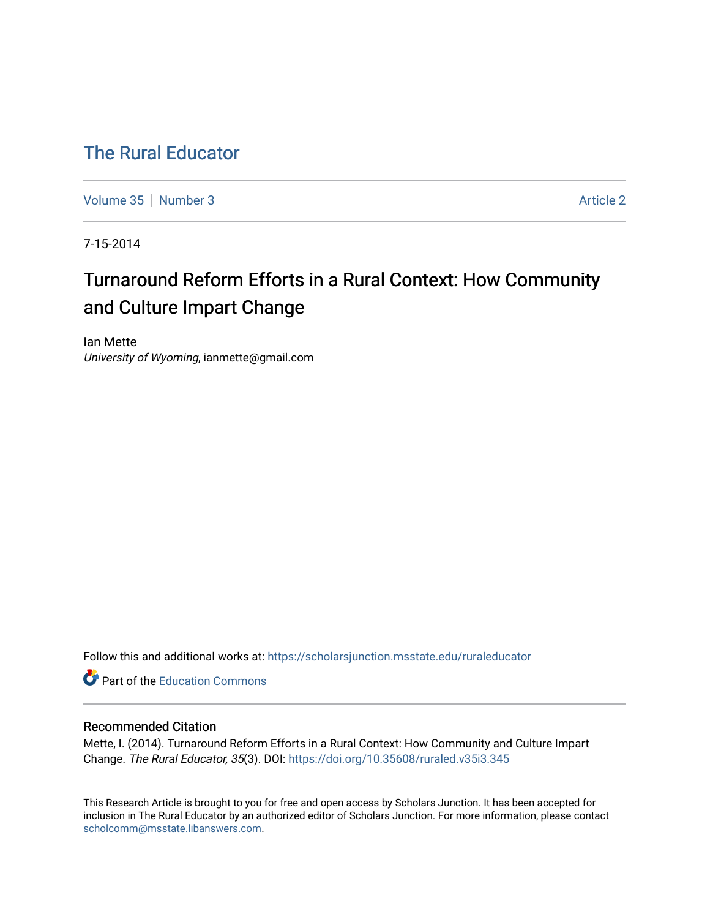# The Rural Educator

Volume 35 | Number 3 | Article 2

7-15-2014

## Turnaround Reform Efforts in a Rural Context: How Community and Culture Impart Change

Ian Mette
*University of Wyoming*, ianmette@gmail.com

Follow this and additional works at: https://scholarsjunction.msstate.edu/ruraleducator

Part of the Education Commons

### Recommended Citation

Mette, I. (2014). Turnaround Reform Efforts in a Rural Context: How Community and Culture Impart Change. *The Rural Educator, 35*(3). DOI: https://doi.org/10.35608/ruraled.v35i3.345

This Research Article is brought to you for free and open access by Scholars Junction. It has been accepted for inclusion in The Rural Educator by an authorized editor of Scholars Junction. For more information, please contact scholcomm@msstate.libanswers.com.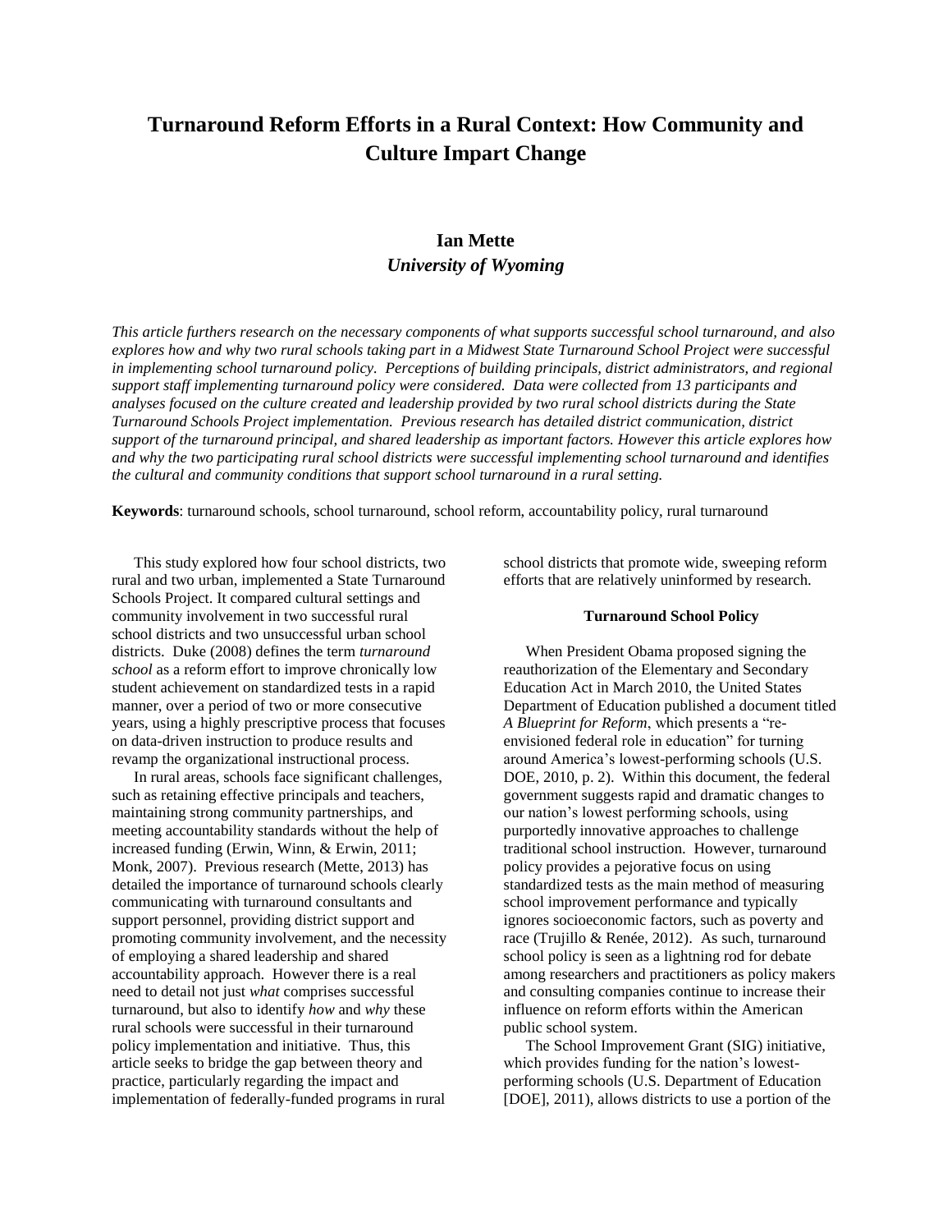# Turnaround Reform Efforts in a Rural Context: How Community and Culture Impart Change

**Ian Mette**
***University of Wyoming***

*This article furthers research on the necessary components of what supports successful school turnaround, and also explores how and why two rural schools taking part in a Midwest State Turnaround School Project were successful in implementing school turnaround policy. Perceptions of building principals, district administrators, and regional support staff implementing turnaround policy were considered. Data were collected from 13 participants and analyses focused on the culture created and leadership provided by two rural school districts during the State Turnaround Schools Project implementation. Previous research has detailed district communication, district support of the turnaround principal, and shared leadership as important factors. However this article explores how and why the two participating rural school districts were successful implementing school turnaround and identifies the cultural and community conditions that support school turnaround in a rural setting.*

**Keywords**: turnaround schools, school turnaround, school reform, accountability policy, rural turnaround

This study explored how four school districts, two rural and two urban, implemented a State Turnaround Schools Project. It compared cultural settings and community involvement in two successful rural school districts and two unsuccessful urban school districts. Duke (2008) defines the term *turnaround school* as a reform effort to improve chronically low student achievement on standardized tests in a rapid manner, over a period of two or more consecutive years, using a highly prescriptive process that focuses on data-driven instruction to produce results and revamp the organizational instructional process.

In rural areas, schools face significant challenges, such as retaining effective principals and teachers, maintaining strong community partnerships, and meeting accountability standards without the help of increased funding (Erwin, Winn, & Erwin, 2011; Monk, 2007). Previous research (Mette, 2013) has detailed the importance of turnaround schools clearly communicating with turnaround consultants and support personnel, providing district support and promoting community involvement, and the necessity of employing a shared leadership and shared accountability approach. However there is a real need to detail not just *what* comprises successful turnaround, but also to identify *how* and *why* these rural schools were successful in their turnaround policy implementation and initiative. Thus, this article seeks to bridge the gap between theory and practice, particularly regarding the impact and implementation of federally-funded programs in rural school districts that promote wide, sweeping reform efforts that are relatively uninformed by research.

### Turnaround School Policy

When President Obama proposed signing the reauthorization of the Elementary and Secondary Education Act in March 2010, the United States Department of Education published a document titled *A Blueprint for Reform*, which presents a "re-envisioned federal role in education" for turning around America's lowest-performing schools (U.S. DOE, 2010, p. 2). Within this document, the federal government suggests rapid and dramatic changes to our nation's lowest performing schools, using purportedly innovative approaches to challenge traditional school instruction. However, turnaround policy provides a pejorative focus on using standardized tests as the main method of measuring school improvement performance and typically ignores socioeconomic factors, such as poverty and race (Trujillo & Renée, 2012). As such, turnaround school policy is seen as a lightning rod for debate among researchers and practitioners as policy makers and consulting companies continue to increase their influence on reform efforts within the American public school system.

The School Improvement Grant (SIG) initiative, which provides funding for the nation's lowest-performing schools (U.S. Department of Education [DOE], 2011), allows districts to use a portion of the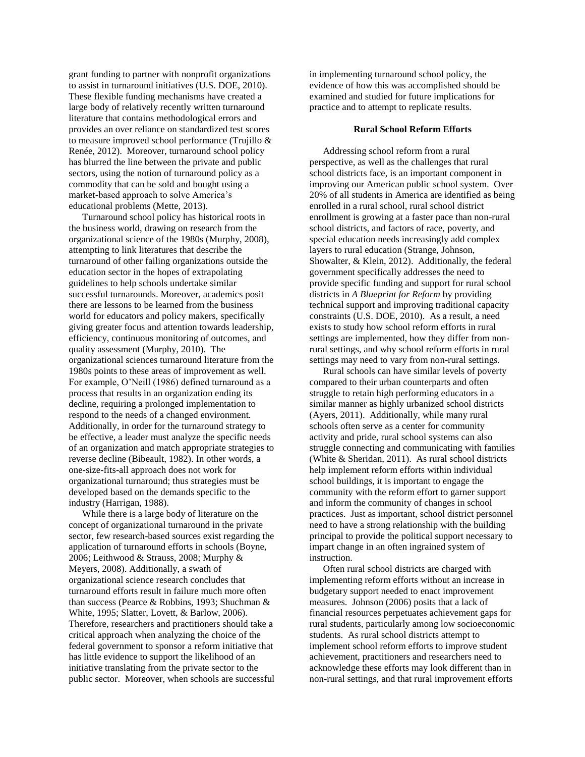grant funding to partner with nonprofit organizations to assist in turnaround initiatives (U.S. DOE, 2010). These flexible funding mechanisms have created a large body of relatively recently written turnaround literature that contains methodological errors and provides an over reliance on standardized test scores to measure improved school performance (Trujillo & Renée, 2012). Moreover, turnaround school policy has blurred the line between the private and public sectors, using the notion of turnaround policy as a commodity that can be sold and bought using a market-based approach to solve America's educational problems (Mette, 2013).

Turnaround school policy has historical roots in the business world, drawing on research from the organizational science of the 1980s (Murphy, 2008), attempting to link literatures that describe the turnaround of other failing organizations outside the education sector in the hopes of extrapolating guidelines to help schools undertake similar successful turnarounds. Moreover, academics posit there are lessons to be learned from the business world for educators and policy makers, specifically giving greater focus and attention towards leadership, efficiency, continuous monitoring of outcomes, and quality assessment (Murphy, 2010). The organizational sciences turnaround literature from the 1980s points to these areas of improvement as well. For example, O'Neill (1986) defined turnaround as a process that results in an organization ending its decline, requiring a prolonged implementation to respond to the needs of a changed environment. Additionally, in order for the turnaround strategy to be effective, a leader must analyze the specific needs of an organization and match appropriate strategies to reverse decline (Bibeault, 1982). In other words, a one-size-fits-all approach does not work for organizational turnaround; thus strategies must be developed based on the demands specific to the industry (Harrigan, 1988).

While there is a large body of literature on the concept of organizational turnaround in the private sector, few research-based sources exist regarding the application of turnaround efforts in schools (Boyne, 2006; Leithwood & Strauss, 2008; Murphy & Meyers, 2008). Additionally, a swath of organizational science research concludes that turnaround efforts result in failure much more often than success (Pearce & Robbins, 1993; Shuchman & White, 1995; Slatter, Lovett, & Barlow, 2006). Therefore, researchers and practitioners should take a critical approach when analyzing the choice of the federal government to sponsor a reform initiative that has little evidence to support the likelihood of an initiative translating from the private sector to the public sector. Moreover, when schools are successful in implementing turnaround school policy, the evidence of how this was accomplished should be examined and studied for future implications for practice and to attempt to replicate results.

## Rural School Reform Efforts

Addressing school reform from a rural perspective, as well as the challenges that rural school districts face, is an important component in improving our American public school system. Over 20% of all students in America are identified as being enrolled in a rural school, rural school district enrollment is growing at a faster pace than non-rural school districts, and factors of race, poverty, and special education needs increasingly add complex layers to rural education (Strange, Johnson, Showalter, & Klein, 2012). Additionally, the federal government specifically addresses the need to provide specific funding and support for rural school districts in *A Blueprint for Reform* by providing technical support and improving traditional capacity constraints (U.S. DOE, 2010). As a result, a need exists to study how school reform efforts in rural settings are implemented, how they differ from non-rural settings, and why school reform efforts in rural settings may need to vary from non-rural settings.

Rural schools can have similar levels of poverty compared to their urban counterparts and often struggle to retain high performing educators in a similar manner as highly urbanized school districts (Ayers, 2011). Additionally, while many rural schools often serve as a center for community activity and pride, rural school systems can also struggle connecting and communicating with families (White & Sheridan, 2011). As rural school districts help implement reform efforts within individual school buildings, it is important to engage the community with the reform effort to garner support and inform the community of changes in school practices. Just as important, school district personnel need to have a strong relationship with the building principal to provide the political support necessary to impart change in an often ingrained system of instruction.

Often rural school districts are charged with implementing reform efforts without an increase in budgetary support needed to enact improvement measures. Johnson (2006) posits that a lack of financial resources perpetuates achievement gaps for rural students, particularly among low socioeconomic students. As rural school districts attempt to implement school reform efforts to improve student achievement, practitioners and researchers need to acknowledge these efforts may look different than in non-rural settings, and that rural improvement efforts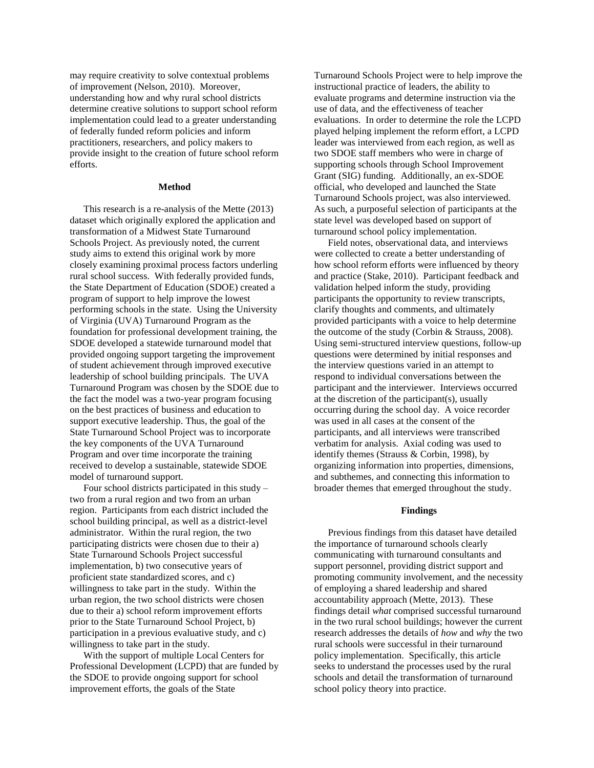may require creativity to solve contextual problems of improvement (Nelson, 2010). Moreover, understanding how and why rural school districts determine creative solutions to support school reform implementation could lead to a greater understanding of federally funded reform policies and inform practitioners, researchers, and policy makers to provide insight to the creation of future school reform efforts.

## Method

This research is a re-analysis of the Mette (2013) dataset which originally explored the application and transformation of a Midwest State Turnaround Schools Project. As previously noted, the current study aims to extend this original work by more closely examining proximal process factors underling rural school success. With federally provided funds, the State Department of Education (SDOE) created a program of support to help improve the lowest performing schools in the state. Using the University of Virginia (UVA) Turnaround Program as the foundation for professional development training, the SDOE developed a statewide turnaround model that provided ongoing support targeting the improvement of student achievement through improved executive leadership of school building principals. The UVA Turnaround Program was chosen by the SDOE due to the fact the model was a two-year program focusing on the best practices of business and education to support executive leadership. Thus, the goal of the State Turnaround School Project was to incorporate the key components of the UVA Turnaround Program and over time incorporate the training received to develop a sustainable, statewide SDOE model of turnaround support.

Four school districts participated in this study – two from a rural region and two from an urban region. Participants from each district included the school building principal, as well as a district-level administrator. Within the rural region, the two participating districts were chosen due to their a) State Turnaround Schools Project successful implementation, b) two consecutive years of proficient state standardized scores, and c) willingness to take part in the study. Within the urban region, the two school districts were chosen due to their a) school reform improvement efforts prior to the State Turnaround School Project, b) participation in a previous evaluative study, and c) willingness to take part in the study.

With the support of multiple Local Centers for Professional Development (LCPD) that are funded by the SDOE to provide ongoing support for school improvement efforts, the goals of the State Turnaround Schools Project were to help improve the instructional practice of leaders, the ability to evaluate programs and determine instruction via the use of data, and the effectiveness of teacher evaluations. In order to determine the role the LCPD played helping implement the reform effort, a LCPD leader was interviewed from each region, as well as two SDOE staff members who were in charge of supporting schools through School Improvement Grant (SIG) funding. Additionally, an ex-SDOE official, who developed and launched the State Turnaround Schools project, was also interviewed. As such, a purposeful selection of participants at the state level was developed based on support of turnaround school policy implementation.

Field notes, observational data, and interviews were collected to create a better understanding of how school reform efforts were influenced by theory and practice (Stake, 2010). Participant feedback and validation helped inform the study, providing participants the opportunity to review transcripts, clarify thoughts and comments, and ultimately provided participants with a voice to help determine the outcome of the study (Corbin & Strauss, 2008). Using semi-structured interview questions, follow-up questions were determined by initial responses and the interview questions varied in an attempt to respond to individual conversations between the participant and the interviewer. Interviews occurred at the discretion of the participant(s), usually occurring during the school day. A voice recorder was used in all cases at the consent of the participants, and all interviews were transcribed verbatim for analysis. Axial coding was used to identify themes (Strauss & Corbin, 1998), by organizing information into properties, dimensions, and subthemes, and connecting this information to broader themes that emerged throughout the study.

## Findings

Previous findings from this dataset have detailed the importance of turnaround schools clearly communicating with turnaround consultants and support personnel, providing district support and promoting community involvement, and the necessity of employing a shared leadership and shared accountability approach (Mette, 2013). These findings detail *what* comprised successful turnaround in the two rural school buildings; however the current research addresses the details of *how* and *why* the two rural schools were successful in their turnaround policy implementation. Specifically, this article seeks to understand the processes used by the rural schools and detail the transformation of turnaround school policy theory into practice.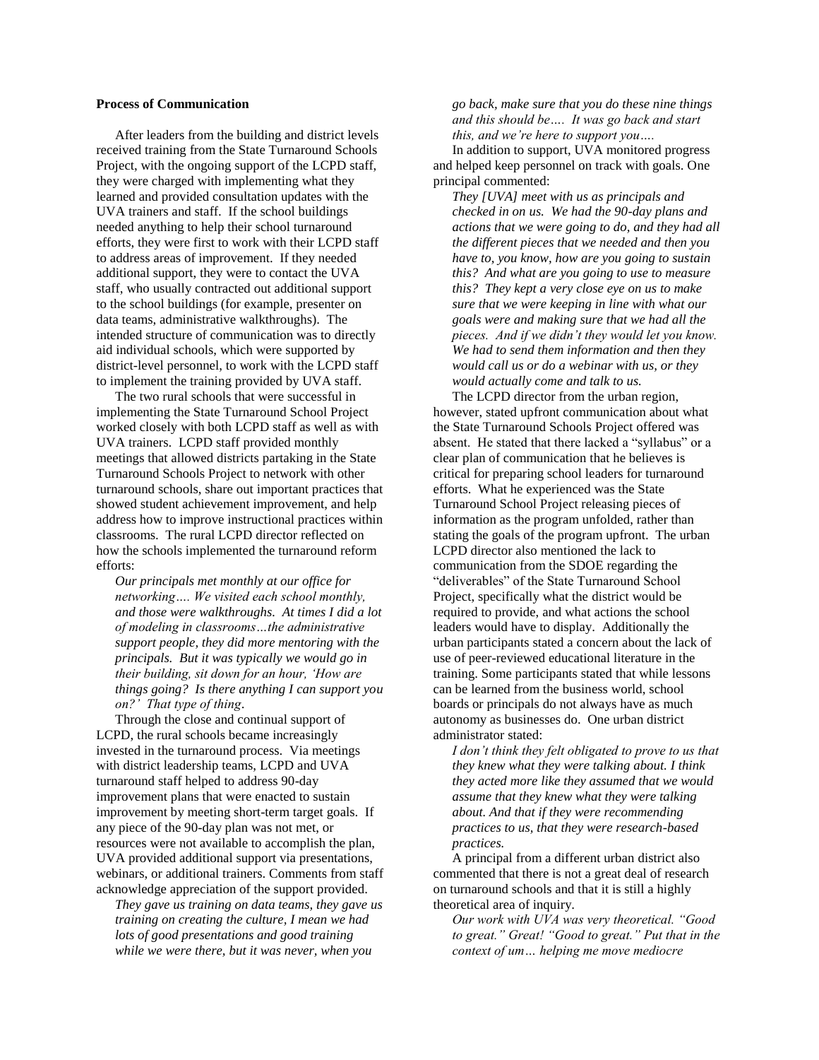**Process of Communication**

After leaders from the building and district levels received training from the State Turnaround Schools Project, with the ongoing support of the LCPD staff, they were charged with implementing what they learned and provided consultation updates with the UVA trainers and staff. If the school buildings needed anything to help their school turnaround efforts, they were first to work with their LCPD staff to address areas of improvement. If they needed additional support, they were to contact the UVA staff, who usually contracted out additional support to the school buildings (for example, presenter on data teams, administrative walkthroughs). The intended structure of communication was to directly aid individual schools, which were supported by district-level personnel, to work with the LCPD staff to implement the training provided by UVA staff.

The two rural schools that were successful in implementing the State Turnaround School Project worked closely with both LCPD staff as well as with UVA trainers. LCPD staff provided monthly meetings that allowed districts partaking in the State Turnaround Schools Project to network with other turnaround schools, share out important practices that showed student achievement improvement, and help address how to improve instructional practices within classrooms. The rural LCPD director reflected on how the schools implemented the turnaround reform efforts:

> *Our principals met monthly at our office for networking…. We visited each school monthly, and those were walkthroughs. At times I did a lot of modeling in classrooms…the administrative support people, they did more mentoring with the principals. But it was typically we would go in their building, sit down for an hour, 'How are things going? Is there anything I can support you on?' That type of thing.*

Through the close and continual support of LCPD, the rural schools became increasingly invested in the turnaround process. Via meetings with district leadership teams, LCPD and UVA turnaround staff helped to address 90-day improvement plans that were enacted to sustain improvement by meeting short-term target goals. If any piece of the 90-day plan was not met, or resources were not available to accomplish the plan, UVA provided additional support via presentations, webinars, or additional trainers. Comments from staff acknowledge appreciation of the support provided.

> *They gave us training on data teams, they gave us training on creating the culture, I mean we had lots of good presentations and good training while we were there, but it was never, when you go back, make sure that you do these nine things and this should be…. It was go back and start this, and we're here to support you….*

In addition to support, UVA monitored progress and helped keep personnel on track with goals. One principal commented:

> *They [UVA] meet with us as principals and checked in on us. We had the 90-day plans and actions that we were going to do, and they had all the different pieces that we needed and then you have to, you know, how are you going to sustain this? And what are you going to use to measure this? They kept a very close eye on us to make sure that we were keeping in line with what our goals were and making sure that we had all the pieces. And if we didn't they would let you know. We had to send them information and then they would call us or do a webinar with us, or they would actually come and talk to us.*

The LCPD director from the urban region, however, stated upfront communication about what the State Turnaround Schools Project offered was absent. He stated that there lacked a "syllabus" or a clear plan of communication that he believes is critical for preparing school leaders for turnaround efforts. What he experienced was the State Turnaround School Project releasing pieces of information as the program unfolded, rather than stating the goals of the program upfront. The urban LCPD director also mentioned the lack to communication from the SDOE regarding the "deliverables" of the State Turnaround School Project, specifically what the district would be required to provide, and what actions the school leaders would have to display. Additionally the urban participants stated a concern about the lack of use of peer-reviewed educational literature in the training. Some participants stated that while lessons can be learned from the business world, school boards or principals do not always have as much autonomy as businesses do. One urban district administrator stated:

> *I don't think they felt obligated to prove to us that they knew what they were talking about. I think they acted more like they assumed that we would assume that they knew what they were talking about. And that if they were recommending practices to us, that they were research-based practices.*

A principal from a different urban district also commented that there is not a great deal of research on turnaround schools and that it is still a highly theoretical area of inquiry.

> *Our work with UVA was very theoretical. "Good to great." Great! "Good to great." Put that in the context of um… helping me move mediocre*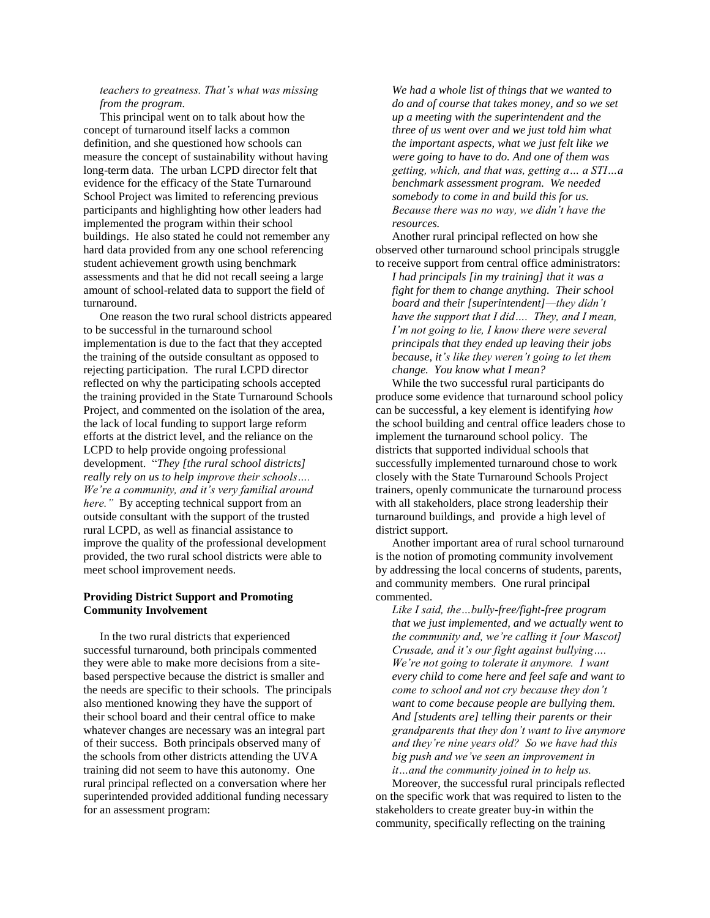*teachers to greatness. That's what was missing from the program.*

This principal went on to talk about how the concept of turnaround itself lacks a common definition, and she questioned how schools can measure the concept of sustainability without having long-term data. The urban LCPD director felt that evidence for the efficacy of the State Turnaround School Project was limited to referencing previous participants and highlighting how other leaders had implemented the program within their school buildings. He also stated he could not remember any hard data provided from any one school referencing student achievement growth using benchmark assessments and that he did not recall seeing a large amount of school-related data to support the field of turnaround.

One reason the two rural school districts appeared to be successful in the turnaround school implementation is due to the fact that they accepted the training of the outside consultant as opposed to rejecting participation. The rural LCPD director reflected on why the participating schools accepted the training provided in the State Turnaround Schools Project, and commented on the isolation of the area, the lack of local funding to support large reform efforts at the district level, and the reliance on the LCPD to help provide ongoing professional development. "*They [the rural school districts] really rely on us to help improve their schools…. We're a community, and it's very familial around here.*" By accepting technical support from an outside consultant with the support of the trusted rural LCPD, as well as financial assistance to improve the quality of the professional development provided, the two rural school districts were able to meet school improvement needs.

**Providing District Support and Promoting Community Involvement**

In the two rural districts that experienced successful turnaround, both principals commented they were able to make more decisions from a site-based perspective because the district is smaller and the needs are specific to their schools. The principals also mentioned knowing they have the support of their school board and their central office to make whatever changes are necessary was an integral part of their success. Both principals observed many of the schools from other districts attending the UVA training did not seem to have this autonomy. One rural principal reflected on a conversation where her superintended provided additional funding necessary for an assessment program:

*We had a whole list of things that we wanted to do and of course that takes money, and so we set up a meeting with the superintendent and the three of us went over and we just told him what the important aspects, what we just felt like we were going to have to do. And one of them was getting, which, and that was, getting a… a STI…a benchmark assessment program. We needed somebody to come in and build this for us. Because there was no way, we didn't have the resources.*

Another rural principal reflected on how she observed other turnaround school principals struggle to receive support from central office administrators:

*I had principals [in my training] that it was a fight for them to change anything. Their school board and their [superintendent]—they didn't have the support that I did…. They, and I mean, I'm not going to lie, I know there were several principals that they ended up leaving their jobs because, it's like they weren't going to let them change. You know what I mean?*

While the two successful rural participants do produce some evidence that turnaround school policy can be successful, a key element is identifying *how* the school building and central office leaders chose to implement the turnaround school policy. The districts that supported individual schools that successfully implemented turnaround chose to work closely with the State Turnaround Schools Project trainers, openly communicate the turnaround process with all stakeholders, place strong leadership their turnaround buildings, and provide a high level of district support.

Another important area of rural school turnaround is the notion of promoting community involvement by addressing the local concerns of students, parents, and community members. One rural principal commented.

*Like I said, the…bully-free/fight-free program that we just implemented, and we actually went to the community and, we're calling it [our Mascot] Crusade, and it's our fight against bullying…. We're not going to tolerate it anymore. I want every child to come here and feel safe and want to come to school and not cry because they don't want to come because people are bullying them. And [students are] telling their parents or their grandparents that they don't want to live anymore and they're nine years old? So we have had this big push and we've seen an improvement in it…and the community joined in to help us.*

Moreover, the successful rural principals reflected on the specific work that was required to listen to the stakeholders to create greater buy-in within the community, specifically reflecting on the training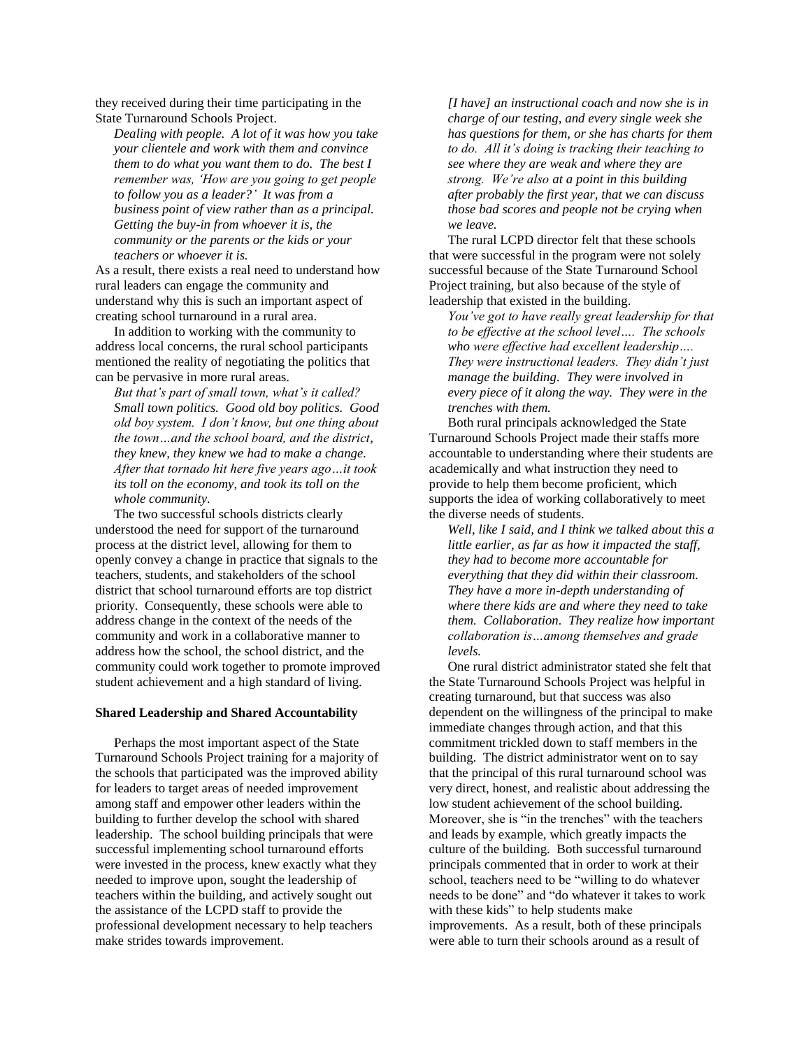they received during their time participating in the State Turnaround Schools Project.

> *Dealing with people. A lot of it was how you take your clientele and work with them and convince them to do what you want them to do. The best I remember was, 'How are you going to get people to follow you as a leader?' It was from a business point of view rather than as a principal. Getting the buy-in from whoever it is, the community or the parents or the kids or your teachers or whoever it is.*

As a result, there exists a real need to understand how rural leaders can engage the community and understand why this is such an important aspect of creating school turnaround in a rural area.

In addition to working with the community to address local concerns, the rural school participants mentioned the reality of negotiating the politics that can be pervasive in more rural areas.

> *But that's part of small town, what's it called? Small town politics. Good old boy politics. Good old boy system. I don't know, but one thing about the town…and the school board, and the district, they knew, they knew we had to make a change. After that tornado hit here five years ago…it took its toll on the economy, and took its toll on the whole community.*

The two successful schools districts clearly understood the need for support of the turnaround process at the district level, allowing for them to openly convey a change in practice that signals to the teachers, students, and stakeholders of the school district that school turnaround efforts are top district priority. Consequently, these schools were able to address change in the context of the needs of the community and work in a collaborative manner to address how the school, the school district, and the community could work together to promote improved student achievement and a high standard of living.

**Shared Leadership and Shared Accountability**

Perhaps the most important aspect of the State Turnaround Schools Project training for a majority of the schools that participated was the improved ability for leaders to target areas of needed improvement among staff and empower other leaders within the building to further develop the school with shared leadership. The school building principals that were successful implementing school turnaround efforts were invested in the process, knew exactly what they needed to improve upon, sought the leadership of teachers within the building, and actively sought out the assistance of the LCPD staff to provide the professional development necessary to help teachers make strides towards improvement.

> *[I have] an instructional coach and now she is in charge of our testing, and every single week she has questions for them, or she has charts for them to do. All it's doing is tracking their teaching to see where they are weak and where they are strong. We're also at a point in this building after probably the first year, that we can discuss those bad scores and people not be crying when we leave.*

The rural LCPD director felt that these schools that were successful in the program were not solely successful because of the State Turnaround School Project training, but also because of the style of leadership that existed in the building.

> *You've got to have really great leadership for that to be effective at the school level…. The schools who were effective had excellent leadership…. They were instructional leaders. They didn't just manage the building. They were involved in every piece of it along the way. They were in the trenches with them.*

Both rural principals acknowledged the State Turnaround Schools Project made their staffs more accountable to understanding where their students are academically and what instruction they need to provide to help them become proficient, which supports the idea of working collaboratively to meet the diverse needs of students.

> *Well, like I said, and I think we talked about this a little earlier, as far as how it impacted the staff, they had to become more accountable for everything that they did within their classroom. They have a more in-depth understanding of where there kids are and where they need to take them. Collaboration. They realize how important collaboration is…among themselves and grade levels.*

One rural district administrator stated she felt that the State Turnaround Schools Project was helpful in creating turnaround, but that success was also dependent on the willingness of the principal to make immediate changes through action, and that this commitment trickled down to staff members in the building. The district administrator went on to say that the principal of this rural turnaround school was very direct, honest, and realistic about addressing the low student achievement of the school building. Moreover, she is "in the trenches" with the teachers and leads by example, which greatly impacts the culture of the building. Both successful turnaround principals commented that in order to work at their school, teachers need to be "willing to do whatever needs to be done" and "do whatever it takes to work with these kids" to help students make improvements. As a result, both of these principals were able to turn their schools around as a result of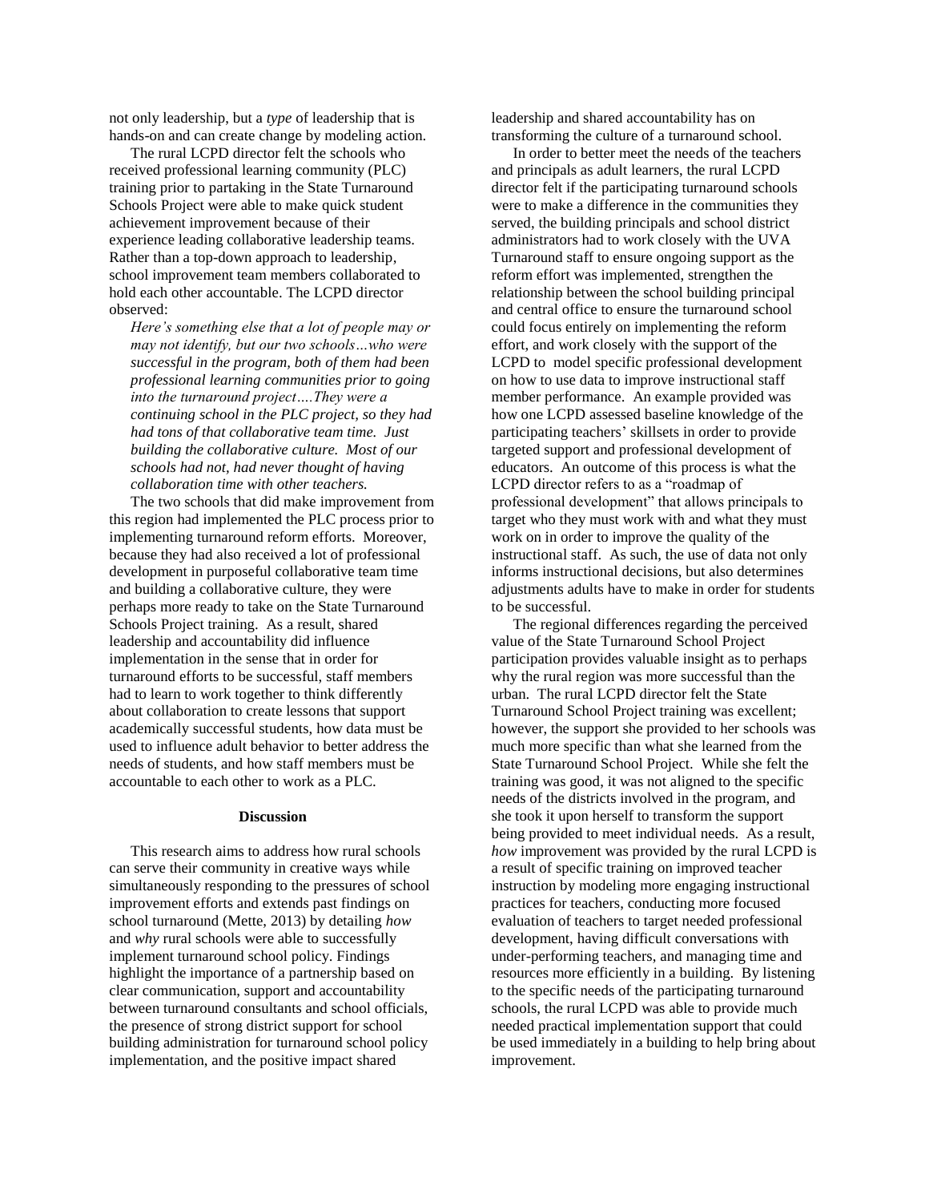not only leadership, but a *type* of leadership that is hands-on and can create change by modeling action.

The rural LCPD director felt the schools who received professional learning community (PLC) training prior to partaking in the State Turnaround Schools Project were able to make quick student achievement improvement because of their experience leading collaborative leadership teams. Rather than a top-down approach to leadership, school improvement team members collaborated to hold each other accountable. The LCPD director observed:

> *Here's something else that a lot of people may or may not identify, but our two schools…who were successful in the program, both of them had been professional learning communities prior to going into the turnaround project….They were a continuing school in the PLC project, so they had had tons of that collaborative team time. Just building the collaborative culture. Most of our schools had not, had never thought of having collaboration time with other teachers.*

The two schools that did make improvement from this region had implemented the PLC process prior to implementing turnaround reform efforts. Moreover, because they had also received a lot of professional development in purposeful collaborative team time and building a collaborative culture, they were perhaps more ready to take on the State Turnaround Schools Project training. As a result, shared leadership and accountability did influence implementation in the sense that in order for turnaround efforts to be successful, staff members had to learn to work together to think differently about collaboration to create lessons that support academically successful students, how data must be used to influence adult behavior to better address the needs of students, and how staff members must be accountable to each other to work as a PLC.

## Discussion

This research aims to address how rural schools can serve their community in creative ways while simultaneously responding to the pressures of school improvement efforts and extends past findings on school turnaround (Mette, 2013) by detailing *how* and *why* rural schools were able to successfully implement turnaround school policy. Findings highlight the importance of a partnership based on clear communication, support and accountability between turnaround consultants and school officials, the presence of strong district support for school building administration for turnaround school policy implementation, and the positive impact shared leadership and shared accountability has on transforming the culture of a turnaround school.

In order to better meet the needs of the teachers and principals as adult learners, the rural LCPD director felt if the participating turnaround schools were to make a difference in the communities they served, the building principals and school district administrators had to work closely with the UVA Turnaround staff to ensure ongoing support as the reform effort was implemented, strengthen the relationship between the school building principal and central office to ensure the turnaround school could focus entirely on implementing the reform effort, and work closely with the support of the LCPD to model specific professional development on how to use data to improve instructional staff member performance. An example provided was how one LCPD assessed baseline knowledge of the participating teachers' skillsets in order to provide targeted support and professional development of educators. An outcome of this process is what the LCPD director refers to as a "roadmap of professional development" that allows principals to target who they must work with and what they must work on in order to improve the quality of the instructional staff. As such, the use of data not only informs instructional decisions, but also determines adjustments adults have to make in order for students to be successful.

The regional differences regarding the perceived value of the State Turnaround School Project participation provides valuable insight as to perhaps why the rural region was more successful than the urban. The rural LCPD director felt the State Turnaround School Project training was excellent; however, the support she provided to her schools was much more specific than what she learned from the State Turnaround School Project. While she felt the training was good, it was not aligned to the specific needs of the districts involved in the program, and she took it upon herself to transform the support being provided to meet individual needs. As a result, *how* improvement was provided by the rural LCPD is a result of specific training on improved teacher instruction by modeling more engaging instructional practices for teachers, conducting more focused evaluation of teachers to target needed professional development, having difficult conversations with under-performing teachers, and managing time and resources more efficiently in a building. By listening to the specific needs of the participating turnaround schools, the rural LCPD was able to provide much needed practical implementation support that could be used immediately in a building to help bring about improvement.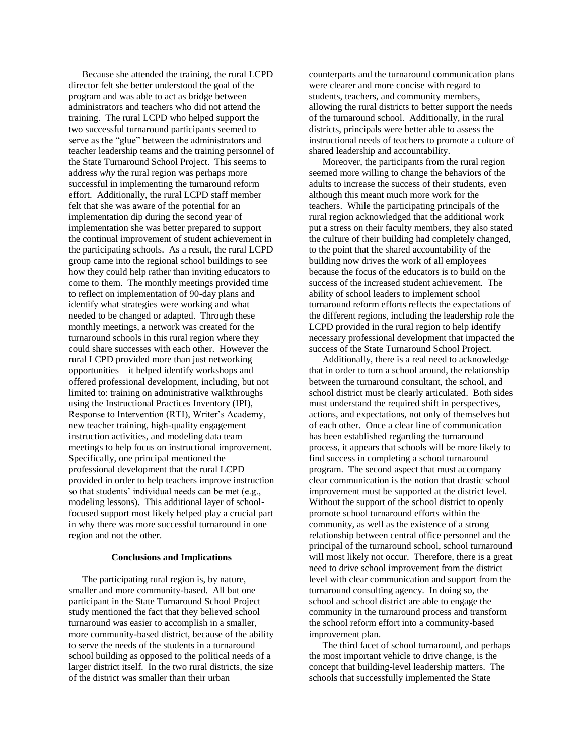Because she attended the training, the rural LCPD director felt she better understood the goal of the program and was able to act as bridge between administrators and teachers who did not attend the training. The rural LCPD who helped support the two successful turnaround participants seemed to serve as the "glue" between the administrators and teacher leadership teams and the training personnel of the State Turnaround School Project. This seems to address *why* the rural region was perhaps more successful in implementing the turnaround reform effort. Additionally, the rural LCPD staff member felt that she was aware of the potential for an implementation dip during the second year of implementation she was better prepared to support the continual improvement of student achievement in the participating schools. As a result, the rural LCPD group came into the regional school buildings to see how they could help rather than inviting educators to come to them. The monthly meetings provided time to reflect on implementation of 90-day plans and identify what strategies were working and what needed to be changed or adapted. Through these monthly meetings, a network was created for the turnaround schools in this rural region where they could share successes with each other. However the rural LCPD provided more than just networking opportunities—it helped identify workshops and offered professional development, including, but not limited to: training on administrative walkthroughs using the Instructional Practices Inventory (IPI), Response to Intervention (RTI), Writer's Academy, new teacher training, high-quality engagement instruction activities, and modeling data team meetings to help focus on instructional improvement. Specifically, one principal mentioned the professional development that the rural LCPD provided in order to help teachers improve instruction so that students' individual needs can be met (e.g., modeling lessons). This additional layer of school-focused support most likely helped play a crucial part in why there was more successful turnaround in one region and not the other.

## Conclusions and Implications

The participating rural region is, by nature, smaller and more community-based. All but one participant in the State Turnaround School Project study mentioned the fact that they believed school turnaround was easier to accomplish in a smaller, more community-based district, because of the ability to serve the needs of the students in a turnaround school building as opposed to the political needs of a larger district itself. In the two rural districts, the size of the district was smaller than their urban counterparts and the turnaround communication plans were clearer and more concise with regard to students, teachers, and community members, allowing the rural districts to better support the needs of the turnaround school. Additionally, in the rural districts, principals were better able to assess the instructional needs of teachers to promote a culture of shared leadership and accountability.

Moreover, the participants from the rural region seemed more willing to change the behaviors of the adults to increase the success of their students, even although this meant much more work for the teachers. While the participating principals of the rural region acknowledged that the additional work put a stress on their faculty members, they also stated the culture of their building had completely changed, to the point that the shared accountability of the building now drives the work of all employees because the focus of the educators is to build on the success of the increased student achievement. The ability of school leaders to implement school turnaround reform efforts reflects the expectations of the different regions, including the leadership role the LCPD provided in the rural region to help identify necessary professional development that impacted the success of the State Turnaround School Project.

Additionally, there is a real need to acknowledge that in order to turn a school around, the relationship between the turnaround consultant, the school, and school district must be clearly articulated. Both sides must understand the required shift in perspectives, actions, and expectations, not only of themselves but of each other. Once a clear line of communication has been established regarding the turnaround process, it appears that schools will be more likely to find success in completing a school turnaround program. The second aspect that must accompany clear communication is the notion that drastic school improvement must be supported at the district level. Without the support of the school district to openly promote school turnaround efforts within the community, as well as the existence of a strong relationship between central office personnel and the principal of the turnaround school, school turnaround will most likely not occur. Therefore, there is a great need to drive school improvement from the district level with clear communication and support from the turnaround consulting agency. In doing so, the school and school district are able to engage the community in the turnaround process and transform the school reform effort into a community-based improvement plan.

The third facet of school turnaround, and perhaps the most important vehicle to drive change, is the concept that building-level leadership matters. The schools that successfully implemented the State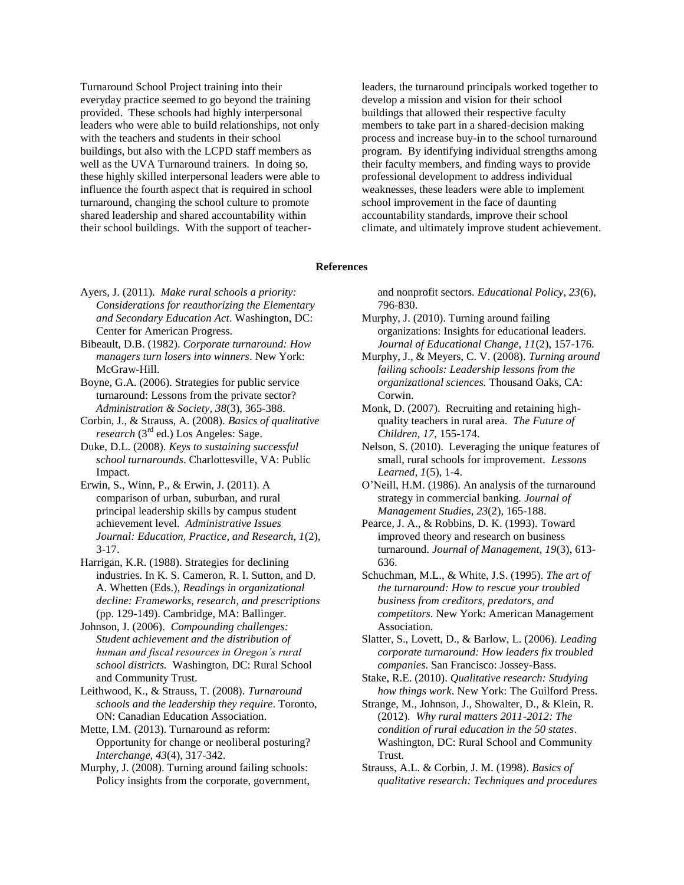Turnaround School Project training into their everyday practice seemed to go beyond the training provided. These schools had highly interpersonal leaders who were able to build relationships, not only with the teachers and students in their school buildings, but also with the LCPD staff members as well as the UVA Turnaround trainers. In doing so, these highly skilled interpersonal leaders were able to influence the fourth aspect that is required in school turnaround, changing the school culture to promote shared leadership and shared accountability within their school buildings. With the support of teacher-leaders, the turnaround principals worked together to develop a mission and vision for their school buildings that allowed their respective faculty members to take part in a shared-decision making process and increase buy-in to the school turnaround program. By identifying individual strengths among their faculty members, and finding ways to provide professional development to address individual weaknesses, these leaders were able to implement school improvement in the face of daunting accountability standards, improve their school climate, and ultimately improve student achievement.

## References

Ayers, J. (2011). *Make rural schools a priority: Considerations for reauthorizing the Elementary and Secondary Education Act*. Washington, DC: Center for American Progress.

Bibeault, D.B. (1982). *Corporate turnaround: How managers turn losers into winners*. New York: McGraw-Hill.

Boyne, G.A. (2006). Strategies for public service turnaround: Lessons from the private sector? *Administration & Society, 38*(3), 365-388.

Corbin, J., & Strauss, A. (2008). *Basics of qualitative research* (3rd ed.) Los Angeles: Sage.

Duke, D.L. (2008). *Keys to sustaining successful school turnarounds*. Charlottesville, VA: Public Impact.

Erwin, S., Winn, P., & Erwin, J. (2011). A comparison of urban, suburban, and rural principal leadership skills by campus student achievement level. *Administrative Issues Journal: Education, Practice, and Research, 1*(2), 3-17.

Harrigan, K.R. (1988). Strategies for declining industries. In K. S. Cameron, R. I. Sutton, and D. A. Whetten (Eds.), *Readings in organizational decline: Frameworks, research, and prescriptions* (pp. 129-149). Cambridge, MA: Ballinger.

Johnson, J. (2006). *Compounding challenges: Student achievement and the distribution of human and fiscal resources in Oregon's rural school districts.* Washington, DC: Rural School and Community Trust.

Leithwood, K., & Strauss, T. (2008). *Turnaround schools and the leadership they require*. Toronto, ON: Canadian Education Association.

Mette, I.M. (2013). Turnaround as reform: Opportunity for change or neoliberal posturing? *Interchange, 43*(4), 317-342.

Murphy, J. (2008). Turning around failing schools: Policy insights from the corporate, government, and nonprofit sectors. *Educational Policy, 23*(6), 796-830.

Murphy, J. (2010). Turning around failing organizations: Insights for educational leaders. *Journal of Educational Change, 11*(2), 157-176.

Murphy, J., & Meyers, C. V. (2008). *Turning around failing schools: Leadership lessons from the organizational sciences.* Thousand Oaks, CA: Corwin.

Monk, D. (2007). Recruiting and retaining high-quality teachers in rural area. *The Future of Children, 17*, 155-174.

Nelson, S. (2010). Leveraging the unique features of small, rural schools for improvement. *Lessons Learned, 1*(5), 1-4.

O'Neill, H.M. (1986). An analysis of the turnaround strategy in commercial banking. *Journal of Management Studies, 23*(2), 165-188.

Pearce, J. A., & Robbins, D. K. (1993). Toward improved theory and research on business turnaround. *Journal of Management, 19*(3), 613-636.

Schuchman, M.L., & White, J.S. (1995). *The art of the turnaround: How to rescue your troubled business from creditors, predators, and competitors*. New York: American Management Association.

Slatter, S., Lovett, D., & Barlow, L. (2006). *Leading corporate turnaround: How leaders fix troubled companies*. San Francisco: Jossey-Bass.

Stake, R.E. (2010). *Qualitative research: Studying how things work*. New York: The Guilford Press.

Strange, M., Johnson, J., Showalter, D., & Klein, R. (2012). *Why rural matters 2011-2012: The condition of rural education in the 50 states*. Washington, DC: Rural School and Community Trust.

Strauss, A.L. & Corbin, J. M. (1998). *Basics of qualitative research: Techniques and procedures*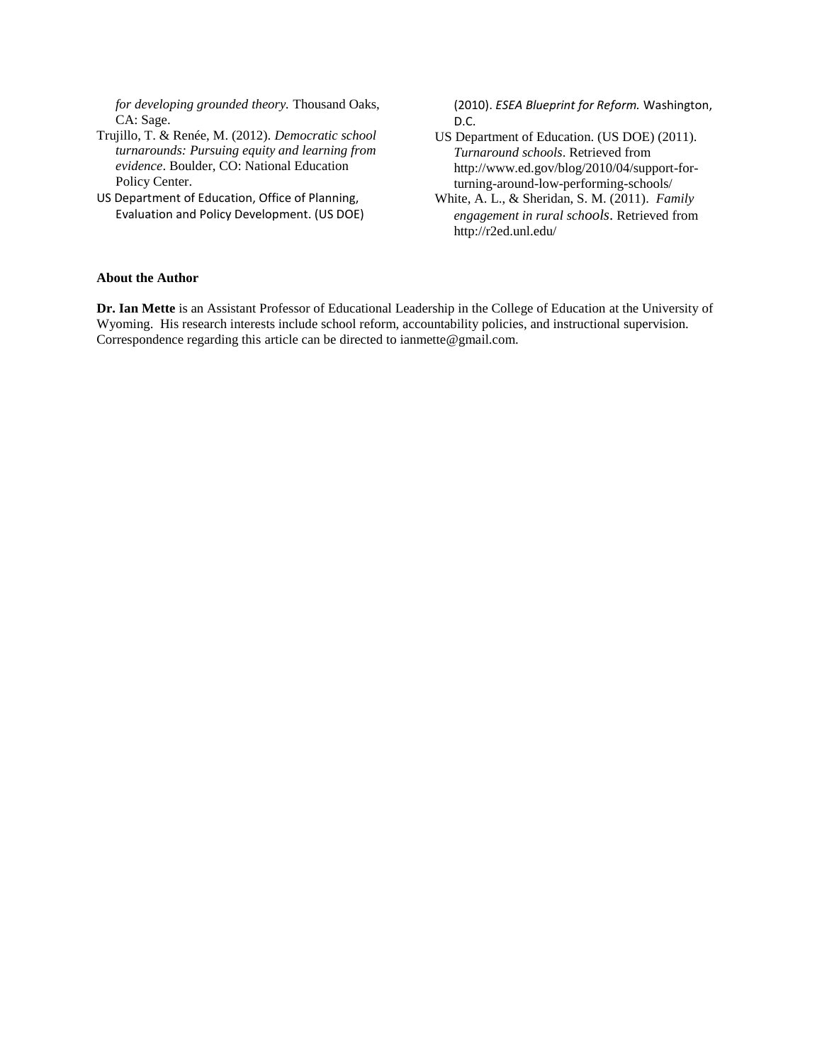*for developing grounded theory.* Thousand Oaks, CA: Sage.

Trujillo, T. & Renée, M. (2012). *Democratic school turnarounds: Pursuing equity and learning from evidence*. Boulder, CO: National Education Policy Center.

US Department of Education, Office of Planning, Evaluation and Policy Development. (US DOE) (2010). *ESEA Blueprint for Reform.* Washington, D.C.

US Department of Education. (US DOE) (2011). *Turnaround schools*. Retrieved from http://www.ed.gov/blog/2010/04/support-for-turning-around-low-performing-schools/

White, A. L., & Sheridan, S. M. (2011). *Family engagement in rural schools*. Retrieved from http://r2ed.unl.edu/

**About the Author**

**Dr. Ian Mette** is an Assistant Professor of Educational Leadership in the College of Education at the University of Wyoming. His research interests include school reform, accountability policies, and instructional supervision. Correspondence regarding this article can be directed to ianmette@gmail.com.